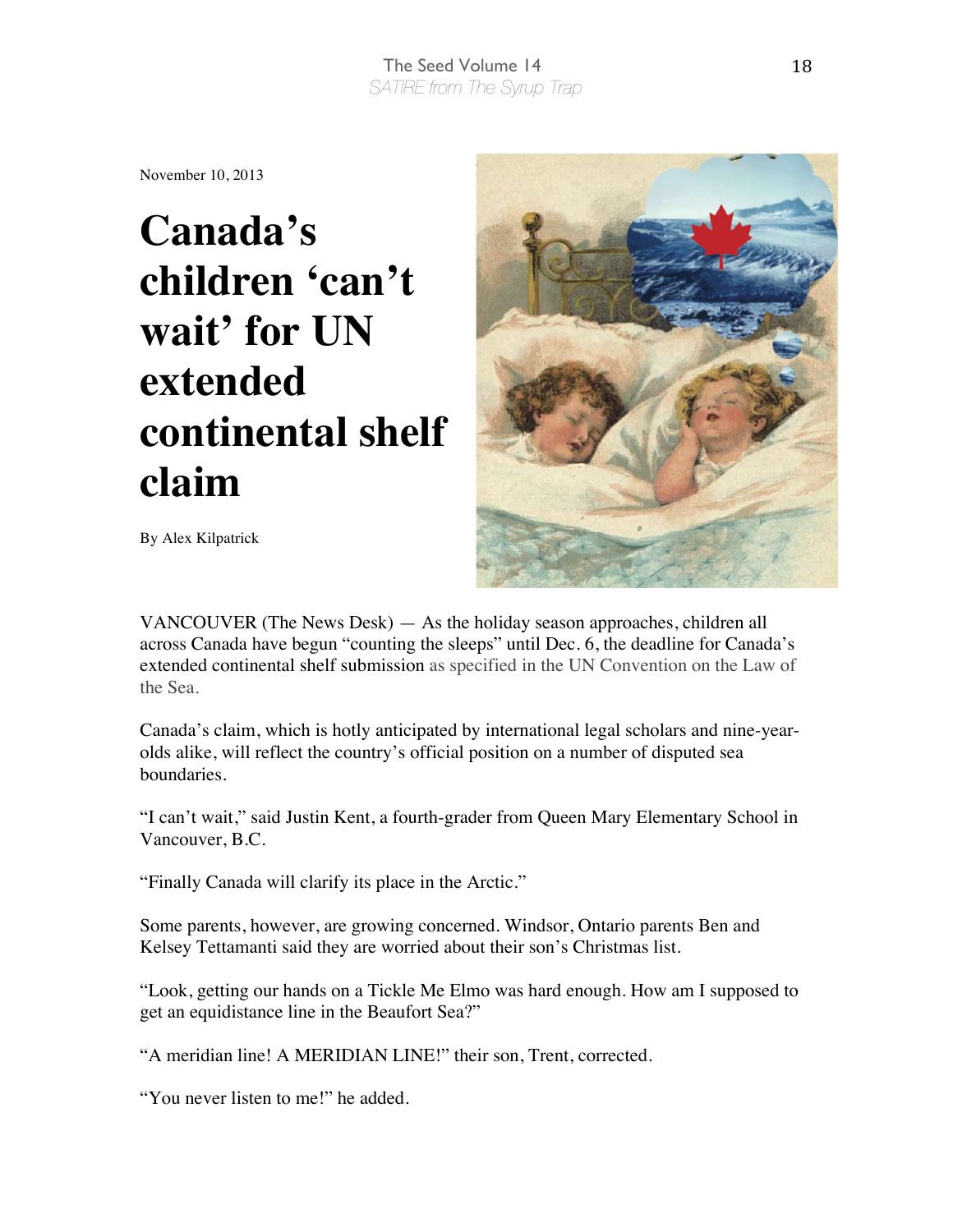November 10, 2013

# Canada's children 'can't wait' for UN extended continental shelf claim

By Alex Kilpatrick

VANCOUVER (The News Desk) — As the holiday season approaches, children all across Canada have begun "counting the sleeps" until Dec. 6, the deadline for Canada's extended continental shelf submission as specified in the UN Convention on the Law of the Sea.

Canada's claim, which is hotly anticipated by international legal scholars and nine-year-olds alike, will reflect the country's official position on a number of disputed sea boundaries.

"I can't wait," said Justin Kent, a fourth-grader from Queen Mary Elementary School in Vancouver, B.C.

"Finally Canada will clarify its place in the Arctic."

Some parents, however, are growing concerned. Windsor, Ontario parents Ben and Kelsey Tettamanti said they are worried about their son's Christmas list.

"Look, getting our hands on a Tickle Me Elmo was hard enough. How am I supposed to get an equidistance line in the Beaufort Sea?"

"A meridian line! A MERIDIAN LINE!" their son, Trent, corrected.

"You never listen to me!" he added.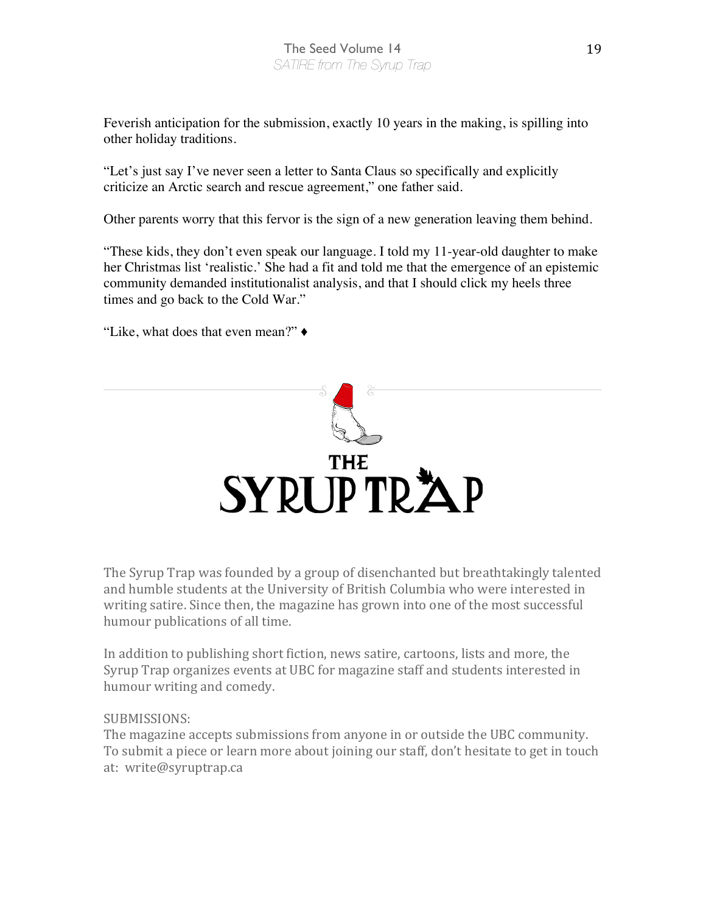Feverish anticipation for the submission, exactly 10 years in the making, is spilling into other holiday traditions.

"Let's just say I've never seen a letter to Santa Claus so specifically and explicitly criticize an Arctic search and rescue agreement," one father said.

Other parents worry that this fervor is the sign of a new generation leaving them behind.

"These kids, they don't even speak our language. I told my 11-year-old daughter to make her Christmas list 'realistic.' She had a fit and told me that the emergence of an epistemic community demanded institutionalist analysis, and that I should click my heels three times and go back to the Cold War."

"Like, what does that even mean?" ♦

THE SYRUP TRAP

The Syrup Trap was founded by a group of disenchanted but breathtakingly talented and humble students at the University of British Columbia who were interested in writing satire. Since then, the magazine has grown into one of the most successful humour publications of all time.

In addition to publishing short fiction, news satire, cartoons, lists and more, the Syrup Trap organizes events at UBC for magazine staff and students interested in humour writing and comedy.

SUBMISSIONS:
The magazine accepts submissions from anyone in or outside the UBC community. To submit a piece or learn more about joining our staff, don't hesitate to get in touch at: write@syruptrap.ca